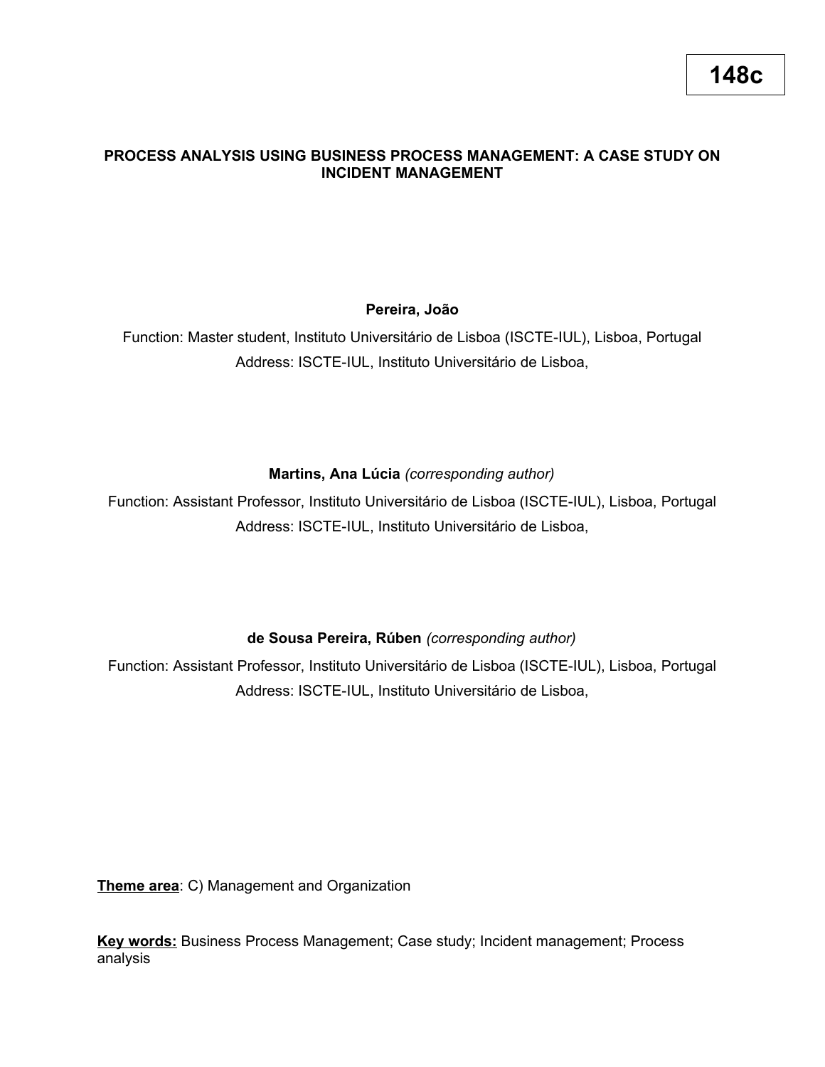**148c**

# PROCESS ANALYSIS USING BUSINESS PROCESS MANAGEMENT: A CASE STUDY ON INCIDENT MANAGEMENT

**Pereira, João**

Function: Master student, Instituto Universitário de Lisboa (ISCTE-IUL), Lisboa, Portugal
Address: ISCTE-IUL, Instituto Universitário de Lisboa,

**Martins, Ana Lúcia** *(corresponding author)*

Function: Assistant Professor, Instituto Universitário de Lisboa (ISCTE-IUL), Lisboa, Portugal
Address: ISCTE-IUL, Instituto Universitário de Lisboa,

**de Sousa Pereira, Rúben** *(corresponding author)*

Function: Assistant Professor, Instituto Universitário de Lisboa (ISCTE-IUL), Lisboa, Portugal
Address: ISCTE-IUL, Instituto Universitário de Lisboa,

**Theme area**: C) Management and Organization

**Key words:** Business Process Management; Case study; Incident management; Process analysis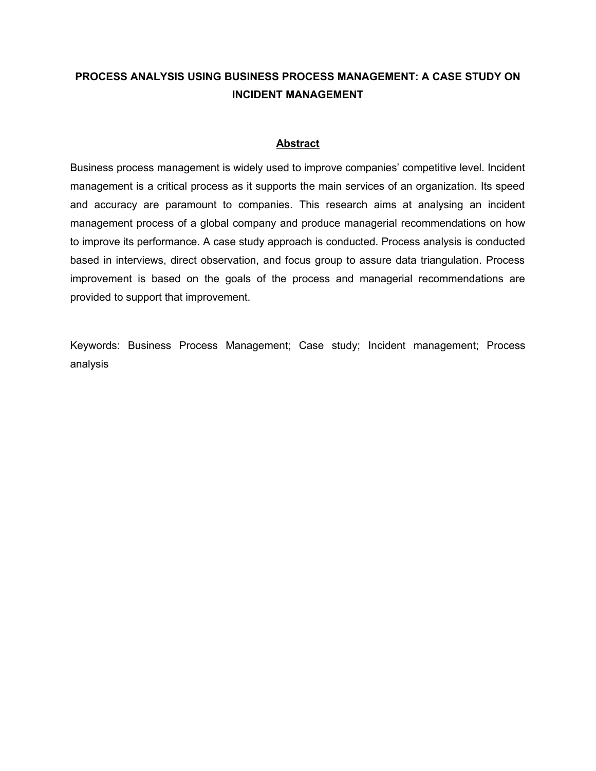# PROCESS ANALYSIS USING BUSINESS PROCESS MANAGEMENT: A CASE STUDY ON INCIDENT MANAGEMENT

## Abstract

Business process management is widely used to improve companies' competitive level. Incident management is a critical process as it supports the main services of an organization. Its speed and accuracy are paramount to companies. This research aims at analysing an incident management process of a global company and produce managerial recommendations on how to improve its performance. A case study approach is conducted. Process analysis is conducted based in interviews, direct observation, and focus group to assure data triangulation. Process improvement is based on the goals of the process and managerial recommendations are provided to support that improvement.

Keywords: Business Process Management; Case study; Incident management; Process analysis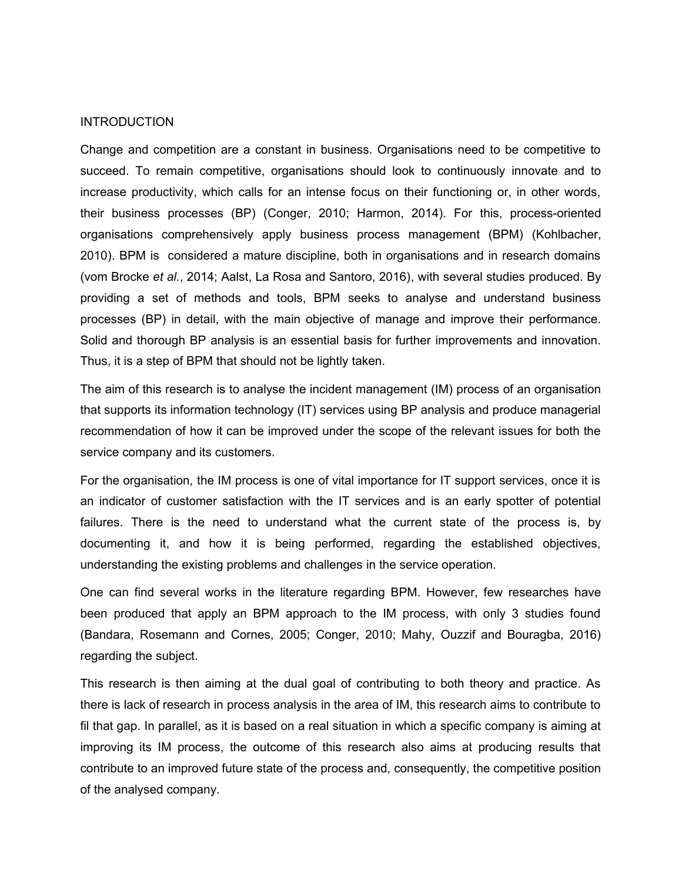# INTRODUCTION

Change and competition are a constant in business. Organisations need to be competitive to succeed. To remain competitive, organisations should look to continuously innovate and to increase productivity, which calls for an intense focus on their functioning or, in other words, their business processes (BP) (Conger, 2010; Harmon, 2014). For this, process-oriented organisations comprehensively apply business process management (BPM) (Kohlbacher, 2010). BPM is considered a mature discipline, both in organisations and in research domains (vom Brocke *et al.*, 2014; Aalst, La Rosa and Santoro, 2016), with several studies produced. By providing a set of methods and tools, BPM seeks to analyse and understand business processes (BP) in detail, with the main objective of manage and improve their performance. Solid and thorough BP analysis is an essential basis for further improvements and innovation. Thus, it is a step of BPM that should not be lightly taken.

The aim of this research is to analyse the incident management (IM) process of an organisation that supports its information technology (IT) services using BP analysis and produce managerial recommendation of how it can be improved under the scope of the relevant issues for both the service company and its customers.

For the organisation, the IM process is one of vital importance for IT support services, once it is an indicator of customer satisfaction with the IT services and is an early spotter of potential failures. There is the need to understand what the current state of the process is, by documenting it, and how it is being performed, regarding the established objectives, understanding the existing problems and challenges in the service operation.

One can find several works in the literature regarding BPM. However, few researches have been produced that apply an BPM approach to the IM process, with only 3 studies found (Bandara, Rosemann and Cornes, 2005; Conger, 2010; Mahy, Ouzzif and Bouragba, 2016) regarding the subject.

This research is then aiming at the dual goal of contributing to both theory and practice. As there is lack of research in process analysis in the area of IM, this research aims to contribute to fil that gap. In parallel, as it is based on a real situation in which a specific company is aiming at improving its IM process, the outcome of this research also aims at producing results that contribute to an improved future state of the process and, consequently, the competitive position of the analysed company.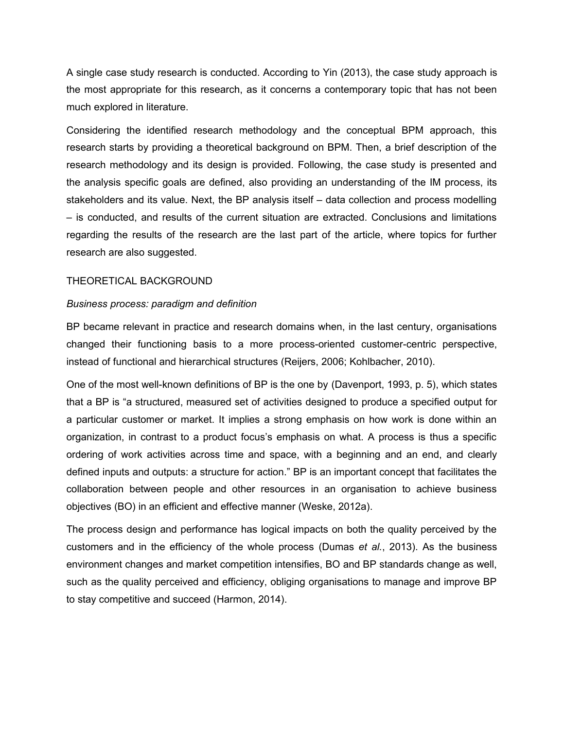A single case study research is conducted. According to Yin (2013), the case study approach is the most appropriate for this research, as it concerns a contemporary topic that has not been much explored in literature.

Considering the identified research methodology and the conceptual BPM approach, this research starts by providing a theoretical background on BPM. Then, a brief description of the research methodology and its design is provided. Following, the case study is presented and the analysis specific goals are defined, also providing an understanding of the IM process, its stakeholders and its value. Next, the BP analysis itself – data collection and process modelling – is conducted, and results of the current situation are extracted. Conclusions and limitations regarding the results of the research are the last part of the article, where topics for further research are also suggested.

## THEORETICAL BACKGROUND

### *Business process: paradigm and definition*

BP became relevant in practice and research domains when, in the last century, organisations changed their functioning basis to a more process-oriented customer-centric perspective, instead of functional and hierarchical structures (Reijers, 2006; Kohlbacher, 2010).

One of the most well-known definitions of BP is the one by (Davenport, 1993, p. 5), which states that a BP is "a structured, measured set of activities designed to produce a specified output for a particular customer or market. It implies a strong emphasis on how work is done within an organization, in contrast to a product focus's emphasis on what. A process is thus a specific ordering of work activities across time and space, with a beginning and an end, and clearly defined inputs and outputs: a structure for action." BP is an important concept that facilitates the collaboration between people and other resources in an organisation to achieve business objectives (BO) in an efficient and effective manner (Weske, 2012a).

The process design and performance has logical impacts on both the quality perceived by the customers and in the efficiency of the whole process (Dumas *et al.*, 2013). As the business environment changes and market competition intensifies, BO and BP standards change as well, such as the quality perceived and efficiency, obliging organisations to manage and improve BP to stay competitive and succeed (Harmon, 2014).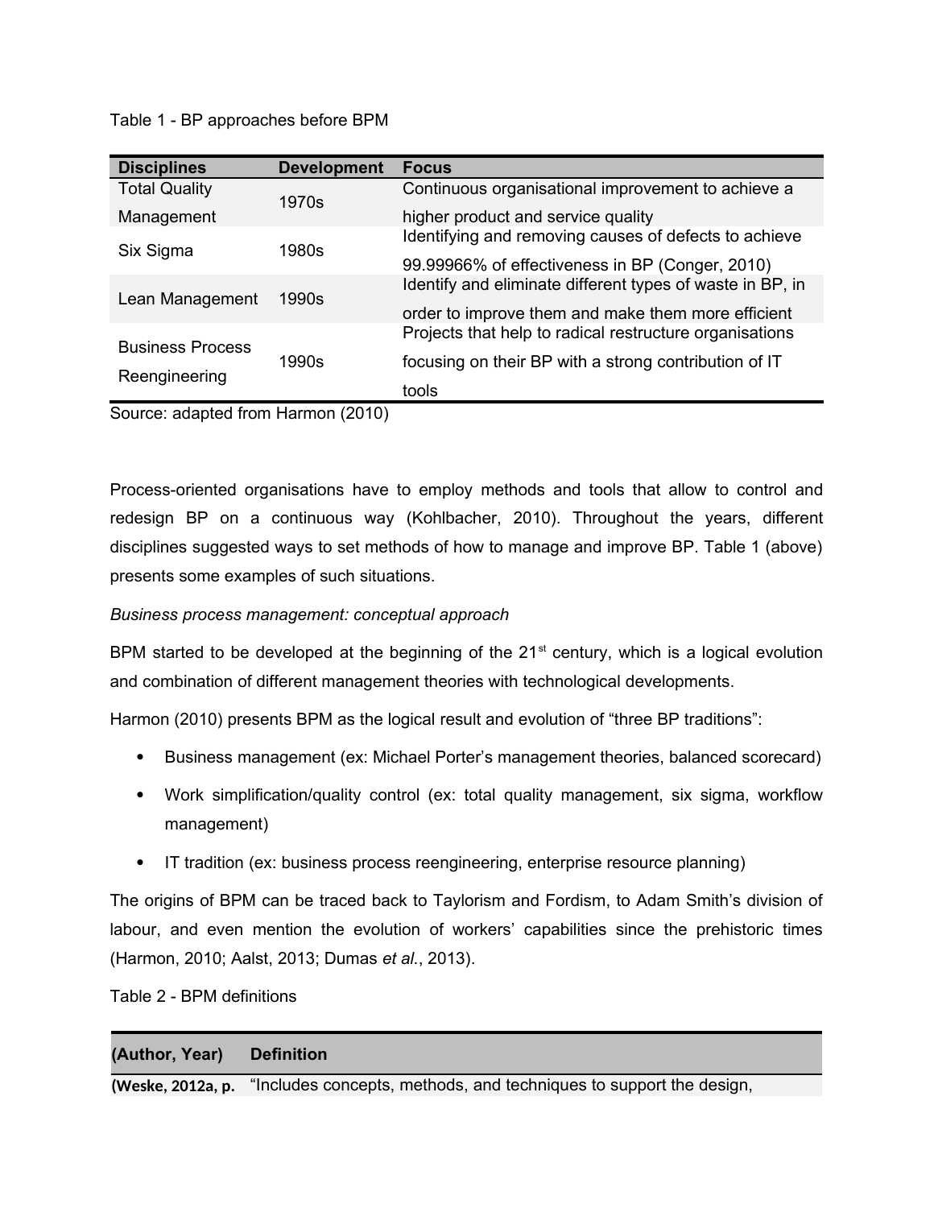Table 1 - BP approaches before BPM

| Disciplines | Development | Focus |
|---|---|---|
| Total Quality Management | 1970s | Continuous organisational improvement to achieve a higher product and service quality |
| Six Sigma | 1980s | Identifying and removing causes of defects to achieve 99.99966% of effectiveness in BP (Conger, 2010) |
| Lean Management | 1990s | Identify and eliminate different types of waste in BP, in order to improve them and make them more efficient |
| Business Process Reengineering | 1990s | Projects that help to radical restructure organisations focusing on their BP with a strong contribution of IT tools |

Source: adapted from Harmon (2010)

Process-oriented organisations have to employ methods and tools that allow to control and redesign BP on a continuous way (Kohlbacher, 2010). Throughout the years, different disciplines suggested ways to set methods of how to manage and improve BP. Table 1 (above) presents some examples of such situations.

*Business process management: conceptual approach*

BPM started to be developed at the beginning of the 21st century, which is a logical evolution and combination of different management theories with technological developments.

Harmon (2010) presents BPM as the logical result and evolution of "three BP traditions":

- Business management (ex: Michael Porter's management theories, balanced scorecard)
- Work simplification/quality control (ex: total quality management, six sigma, workflow management)
- IT tradition (ex: business process reengineering, enterprise resource planning)

The origins of BPM can be traced back to Taylorism and Fordism, to Adam Smith's division of labour, and even mention the evolution of workers' capabilities since the prehistoric times (Harmon, 2010; Aalst, 2013; Dumas *et al.*, 2013).

Table 2 - BPM definitions

| (Author, Year) | Definition |
|---|---|
| (Weske, 2012a, p. | "Includes concepts, methods, and techniques to support the design, |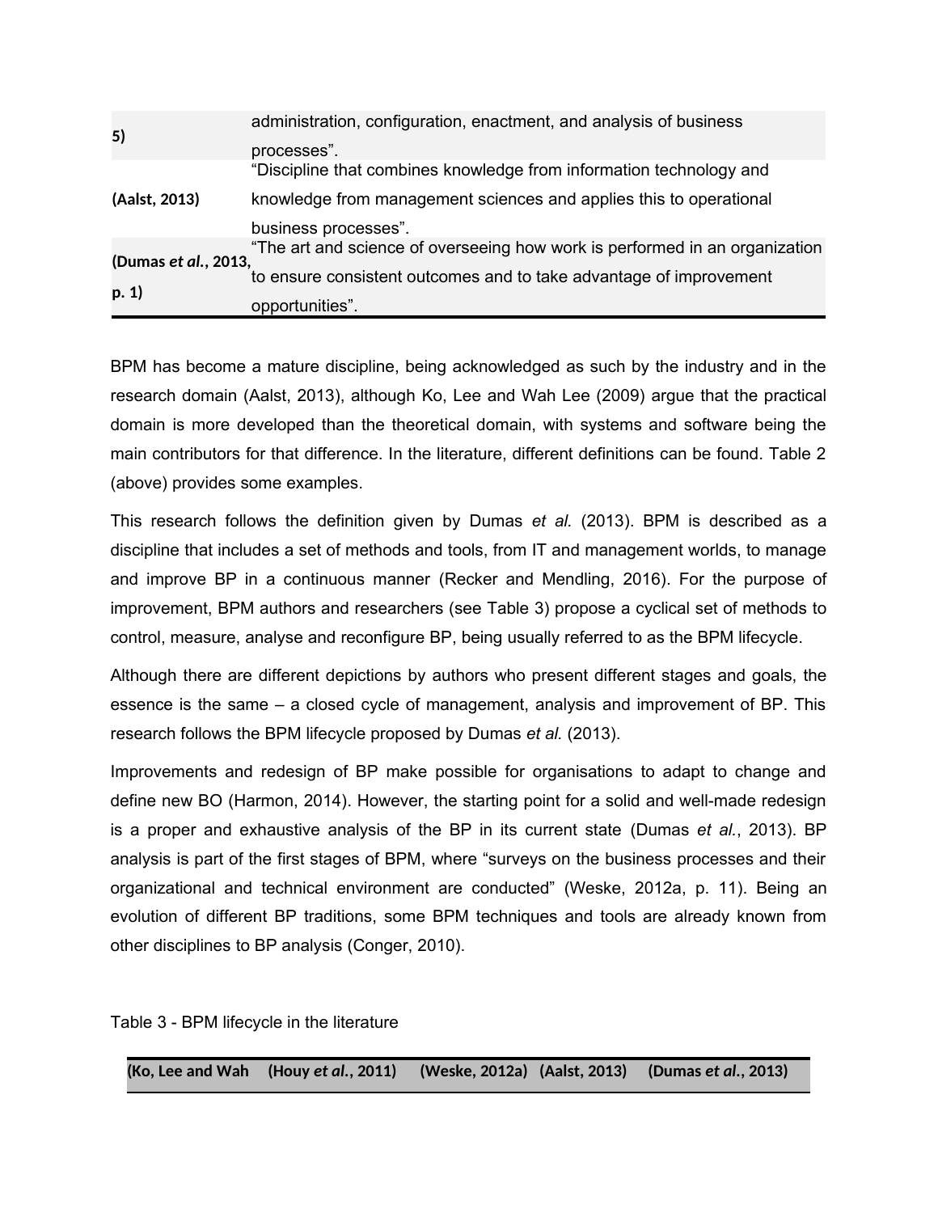| | |
|---|---|
| **5)** | administration, configuration, enactment, and analysis of business processes". |
| **(Aalst, 2013)** | "Discipline that combines knowledge from information technology and knowledge from management sciences and applies this to operational business processes". |
| **(Dumas *et al.*, 2013, p. 1)** | "The art and science of overseeing how work is performed in an organization to ensure consistent outcomes and to take advantage of improvement opportunities". |

BPM has become a mature discipline, being acknowledged as such by the industry and in the research domain (Aalst, 2013), although Ko, Lee and Wah Lee (2009) argue that the practical domain is more developed than the theoretical domain, with systems and software being the main contributors for that difference. In the literature, different definitions can be found. Table 2 (above) provides some examples.

This research follows the definition given by Dumas *et al.* (2013). BPM is described as a discipline that includes a set of methods and tools, from IT and management worlds, to manage and improve BP in a continuous manner (Recker and Mendling, 2016). For the purpose of improvement, BPM authors and researchers (see Table 3) propose a cyclical set of methods to control, measure, analyse and reconfigure BP, being usually referred to as the BPM lifecycle.

Although there are different depictions by authors who present different stages and goals, the essence is the same – a closed cycle of management, analysis and improvement of BP. This research follows the BPM lifecycle proposed by Dumas *et al.* (2013).

Improvements and redesign of BP make possible for organisations to adapt to change and define new BO (Harmon, 2014). However, the starting point for a solid and well-made redesign is a proper and exhaustive analysis of the BP in its current state (Dumas *et al.*, 2013). BP analysis is part of the first stages of BPM, where "surveys on the business processes and their organizational and technical environment are conducted" (Weske, 2012a, p. 11). Being an evolution of different BP traditions, some BPM techniques and tools are already known from other disciplines to BP analysis (Conger, 2010).

Table 3 - BPM lifecycle in the literature

| **(Ko, Lee and Wah** | **(Houy *et al.*, 2011)** | **(Weske, 2012a)** | **(Aalst, 2013)** | **(Dumas *et al.*, 2013)** |
|---|---|---|---|---|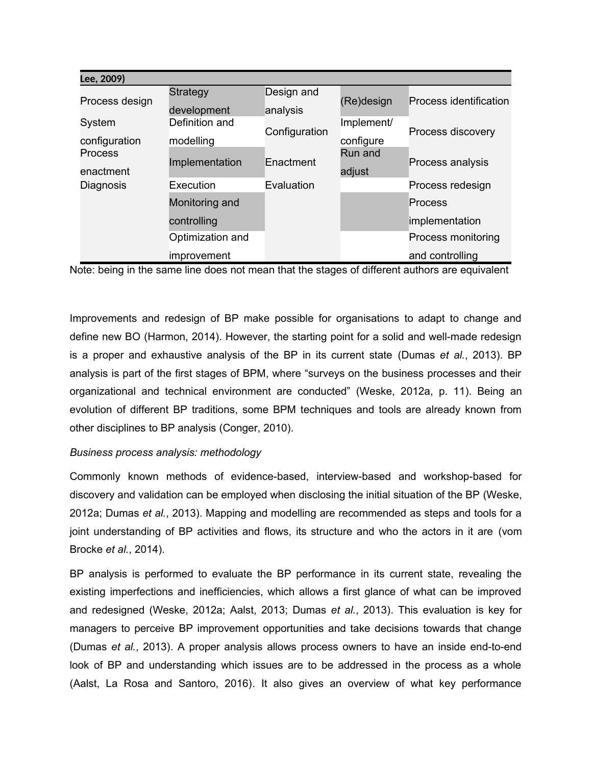| Lee, 2009) | | | | |
|---|---|---|---|---|
| Process design | Strategy development | Design and analysis | (Re)design | Process identification |
| System configuration | Definition and modelling | Configuration | Implement/ configure | Process discovery |
| Process enactment | Implementation | Enactment | Run and adjust | Process analysis |
| Diagnosis | Execution | Evaluation | | Process redesign |
| | Monitoring and controlling | | | Process implementation |
| | Optimization and improvement | | | Process monitoring and controlling |

Note: being in the same line does not mean that the stages of different authors are equivalent

Improvements and redesign of BP make possible for organisations to adapt to change and define new BO (Harmon, 2014). However, the starting point for a solid and well-made redesign is a proper and exhaustive analysis of the BP in its current state (Dumas *et al.*, 2013). BP analysis is part of the first stages of BPM, where "surveys on the business processes and their organizational and technical environment are conducted" (Weske, 2012a, p. 11). Being an evolution of different BP traditions, some BPM techniques and tools are already known from other disciplines to BP analysis (Conger, 2010).

*Business process analysis: methodology*

Commonly known methods of evidence-based, interview-based and workshop-based for discovery and validation can be employed when disclosing the initial situation of the BP (Weske, 2012a; Dumas *et al.*, 2013). Mapping and modelling are recommended as steps and tools for a joint understanding of BP activities and flows, its structure and who the actors in it are (vom Brocke *et al.*, 2014).

BP analysis is performed to evaluate the BP performance in its current state, revealing the existing imperfections and inefficiencies, which allows a first glance of what can be improved and redesigned (Weske, 2012a; Aalst, 2013; Dumas *et al.*, 2013). This evaluation is key for managers to perceive BP improvement opportunities and take decisions towards that change (Dumas *et al.*, 2013). A proper analysis allows process owners to have an inside end-to-end look of BP and understanding which issues are to be addressed in the process as a whole (Aalst, La Rosa and Santoro, 2016). It also gives an overview of what key performance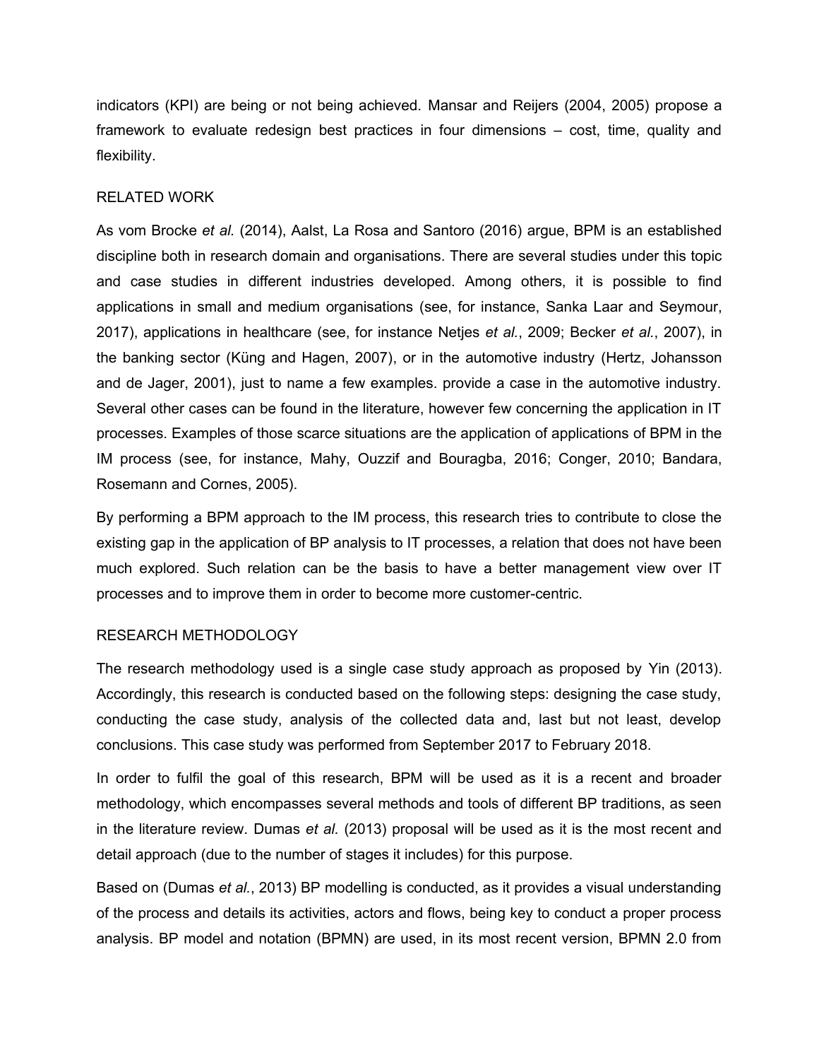indicators (KPI) are being or not being achieved. Mansar and Reijers (2004, 2005) propose a framework to evaluate redesign best practices in four dimensions – cost, time, quality and flexibility.

## RELATED WORK

As vom Brocke *et al.* (2014), Aalst, La Rosa and Santoro (2016) argue, BPM is an established discipline both in research domain and organisations. There are several studies under this topic and case studies in different industries developed. Among others, it is possible to find applications in small and medium organisations (see, for instance, Sanka Laar and Seymour, 2017), applications in healthcare (see, for instance Netjes *et al.*, 2009; Becker *et al.*, 2007), in the banking sector (Küng and Hagen, 2007), or in the automotive industry (Hertz, Johansson and de Jager, 2001), just to name a few examples. provide a case in the automotive industry. Several other cases can be found in the literature, however few concerning the application in IT processes. Examples of those scarce situations are the application of applications of BPM in the IM process (see, for instance, Mahy, Ouzzif and Bouragba, 2016; Conger, 2010; Bandara, Rosemann and Cornes, 2005).

By performing a BPM approach to the IM process, this research tries to contribute to close the existing gap in the application of BP analysis to IT processes, a relation that does not have been much explored. Such relation can be the basis to have a better management view over IT processes and to improve them in order to become more customer-centric.

## RESEARCH METHODOLOGY

The research methodology used is a single case study approach as proposed by Yin (2013). Accordingly, this research is conducted based on the following steps: designing the case study, conducting the case study, analysis of the collected data and, last but not least, develop conclusions. This case study was performed from September 2017 to February 2018.

In order to fulfil the goal of this research, BPM will be used as it is a recent and broader methodology, which encompasses several methods and tools of different BP traditions, as seen in the literature review. Dumas *et al.* (2013) proposal will be used as it is the most recent and detail approach (due to the number of stages it includes) for this purpose.

Based on (Dumas *et al.*, 2013) BP modelling is conducted, as it provides a visual understanding of the process and details its activities, actors and flows, being key to conduct a proper process analysis. BP model and notation (BPMN) are used, in its most recent version, BPMN 2.0 from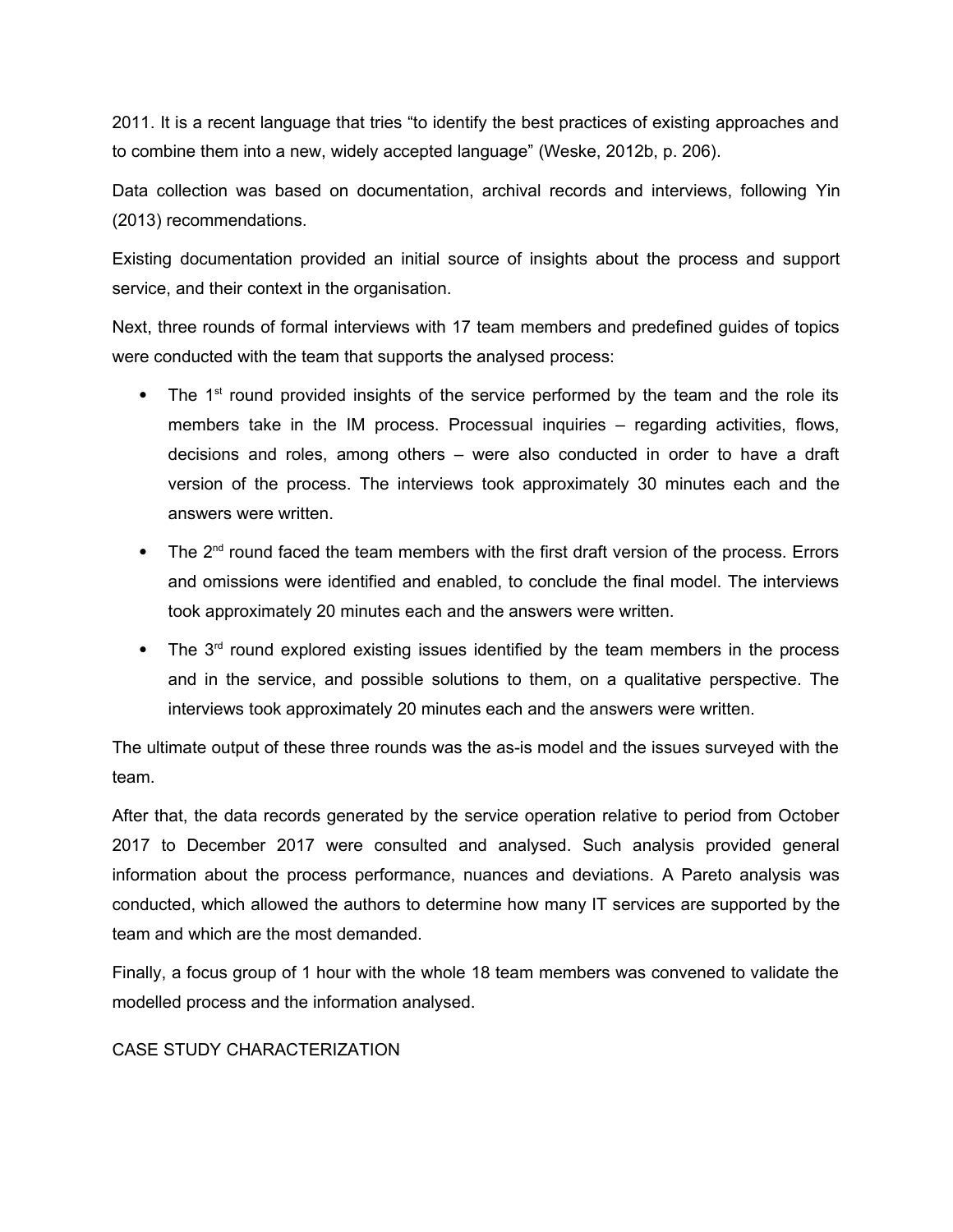2011. It is a recent language that tries "to identify the best practices of existing approaches and to combine them into a new, widely accepted language" (Weske, 2012b, p. 206).

Data collection was based on documentation, archival records and interviews, following Yin (2013) recommendations.

Existing documentation provided an initial source of insights about the process and support service, and their context in the organisation.

Next, three rounds of formal interviews with 17 team members and predefined guides of topics were conducted with the team that supports the analysed process:

- The 1st round provided insights of the service performed by the team and the role its members take in the IM process. Processual inquiries – regarding activities, flows, decisions and roles, among others – were also conducted in order to have a draft version of the process. The interviews took approximately 30 minutes each and the answers were written.
- The 2nd round faced the team members with the first draft version of the process. Errors and omissions were identified and enabled, to conclude the final model. The interviews took approximately 20 minutes each and the answers were written.
- The 3rd round explored existing issues identified by the team members in the process and in the service, and possible solutions to them, on a qualitative perspective. The interviews took approximately 20 minutes each and the answers were written.

The ultimate output of these three rounds was the as-is model and the issues surveyed with the team.

After that, the data records generated by the service operation relative to period from October 2017 to December 2017 were consulted and analysed. Such analysis provided general information about the process performance, nuances and deviations. A Pareto analysis was conducted, which allowed the authors to determine how many IT services are supported by the team and which are the most demanded.

Finally, a focus group of 1 hour with the whole 18 team members was convened to validate the modelled process and the information analysed.

## CASE STUDY CHARACTERIZATION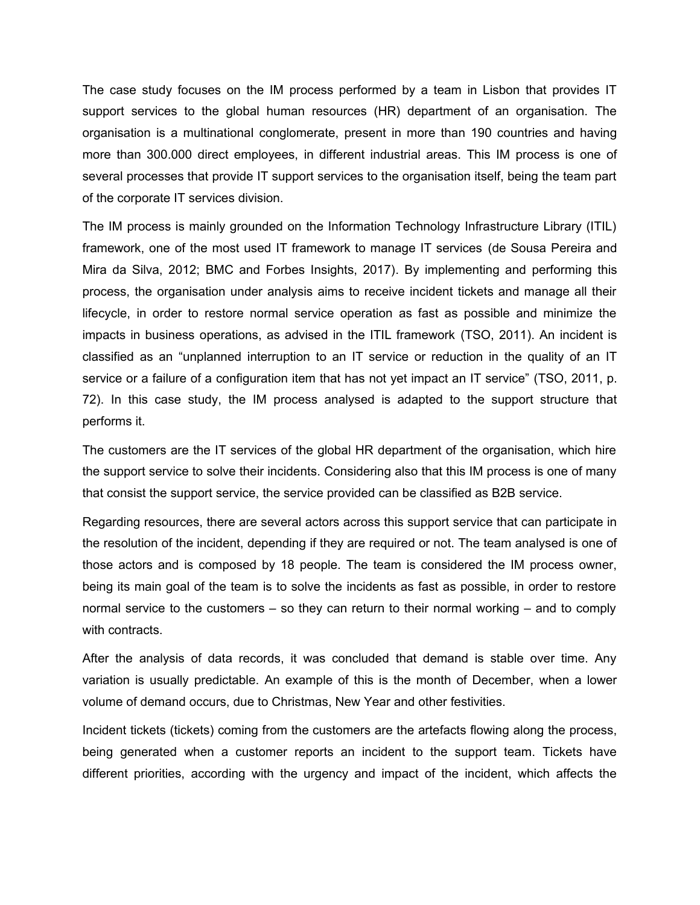The case study focuses on the IM process performed by a team in Lisbon that provides IT support services to the global human resources (HR) department of an organisation. The organisation is a multinational conglomerate, present in more than 190 countries and having more than 300.000 direct employees, in different industrial areas. This IM process is one of several processes that provide IT support services to the organisation itself, being the team part of the corporate IT services division.

The IM process is mainly grounded on the Information Technology Infrastructure Library (ITIL) framework, one of the most used IT framework to manage IT services (de Sousa Pereira and Mira da Silva, 2012; BMC and Forbes Insights, 2017). By implementing and performing this process, the organisation under analysis aims to receive incident tickets and manage all their lifecycle, in order to restore normal service operation as fast as possible and minimize the impacts in business operations, as advised in the ITIL framework (TSO, 2011). An incident is classified as an "unplanned interruption to an IT service or reduction in the quality of an IT service or a failure of a configuration item that has not yet impact an IT service" (TSO, 2011, p. 72). In this case study, the IM process analysed is adapted to the support structure that performs it.

The customers are the IT services of the global HR department of the organisation, which hire the support service to solve their incidents. Considering also that this IM process is one of many that consist the support service, the service provided can be classified as B2B service.

Regarding resources, there are several actors across this support service that can participate in the resolution of the incident, depending if they are required or not. The team analysed is one of those actors and is composed by 18 people. The team is considered the IM process owner, being its main goal of the team is to solve the incidents as fast as possible, in order to restore normal service to the customers – so they can return to their normal working – and to comply with contracts.

After the analysis of data records, it was concluded that demand is stable over time. Any variation is usually predictable. An example of this is the month of December, when a lower volume of demand occurs, due to Christmas, New Year and other festivities.

Incident tickets (tickets) coming from the customers are the artefacts flowing along the process, being generated when a customer reports an incident to the support team. Tickets have different priorities, according with the urgency and impact of the incident, which affects the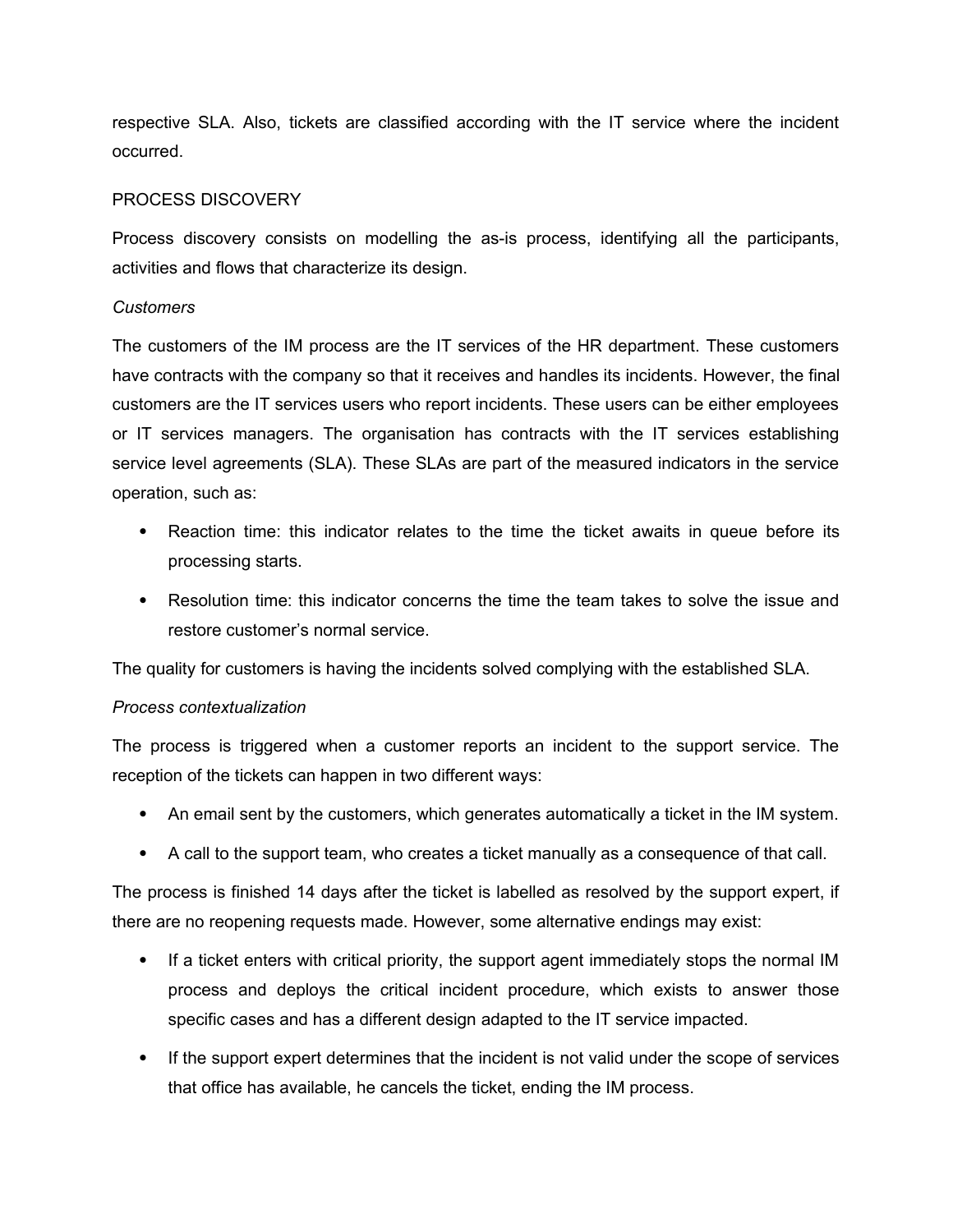respective SLA. Also, tickets are classified according with the IT service where the incident occurred.

## PROCESS DISCOVERY

Process discovery consists on modelling the as-is process, identifying all the participants, activities and flows that characterize its design.

### *Customers*

The customers of the IM process are the IT services of the HR department. These customers have contracts with the company so that it receives and handles its incidents. However, the final customers are the IT services users who report incidents. These users can be either employees or IT services managers. The organisation has contracts with the IT services establishing service level agreements (SLA). These SLAs are part of the measured indicators in the service operation, such as:

- Reaction time: this indicator relates to the time the ticket awaits in queue before its processing starts.
- Resolution time: this indicator concerns the time the team takes to solve the issue and restore customer's normal service.

The quality for customers is having the incidents solved complying with the established SLA.

### *Process contextualization*

The process is triggered when a customer reports an incident to the support service. The reception of the tickets can happen in two different ways:

- An email sent by the customers, which generates automatically a ticket in the IM system.
- A call to the support team, who creates a ticket manually as a consequence of that call.

The process is finished 14 days after the ticket is labelled as resolved by the support expert, if there are no reopening requests made. However, some alternative endings may exist:

- If a ticket enters with critical priority, the support agent immediately stops the normal IM process and deploys the critical incident procedure, which exists to answer those specific cases and has a different design adapted to the IT service impacted.
- If the support expert determines that the incident is not valid under the scope of services that office has available, he cancels the ticket, ending the IM process.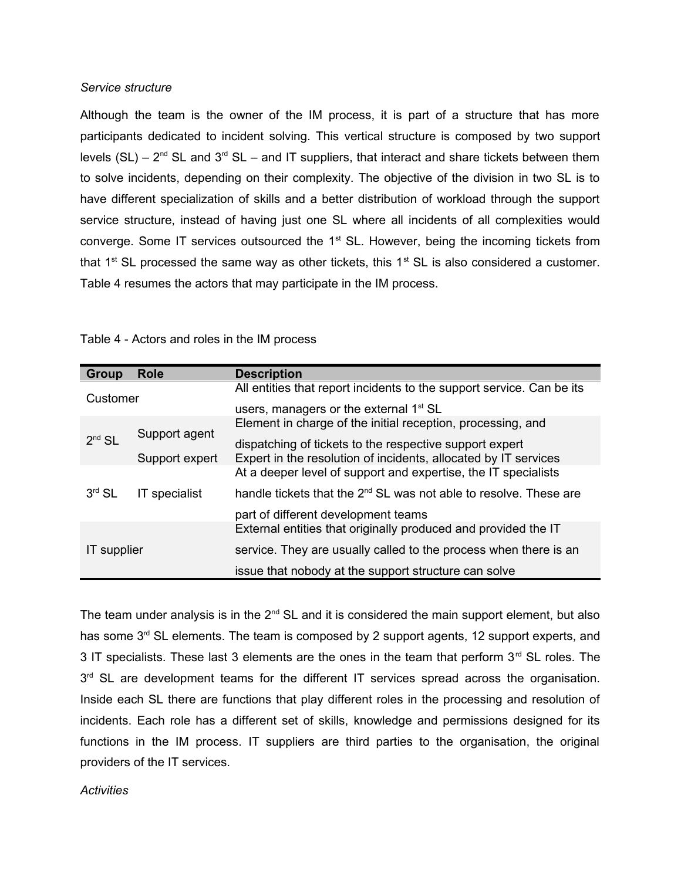*Service structure*

Although the team is the owner of the IM process, it is part of a structure that has more participants dedicated to incident solving. This vertical structure is composed by two support levels (SL) – 2nd SL and 3rd SL – and IT suppliers, that interact and share tickets between them to solve incidents, depending on their complexity. The objective of the division in two SL is to have different specialization of skills and a better distribution of workload through the support service structure, instead of having just one SL where all incidents of all complexities would converge. Some IT services outsourced the 1st SL. However, being the incoming tickets from that 1st SL processed the same way as other tickets, this 1st SL is also considered a customer. Table 4 resumes the actors that may participate in the IM process.

Table 4 - Actors and roles in the IM process

| Group | Role | Description |
|---|---|---|
| Customer | | All entities that report incidents to the support service. Can be its users, managers or the external 1st SL |
| 2nd SL | Support agent | Element in charge of the initial reception, processing, and dispatching of tickets to the respective support expert |
| | Support expert | Expert in the resolution of incidents, allocated by IT services |
| 3rd SL | IT specialist | At a deeper level of support and expertise, the IT specialists handle tickets that the 2nd SL was not able to resolve. These are part of different development teams |
| IT supplier | | External entities that originally produced and provided the IT service. They are usually called to the process when there is an issue that nobody at the support structure can solve |

The team under analysis is in the 2nd SL and it is considered the main support element, but also has some 3rd SL elements. The team is composed by 2 support agents, 12 support experts, and 3 IT specialists. These last 3 elements are the ones in the team that perform 3rd SL roles. The 3rd SL are development teams for the different IT services spread across the organisation. Inside each SL there are functions that play different roles in the processing and resolution of incidents. Each role has a different set of skills, knowledge and permissions designed for its functions in the IM process. IT suppliers are third parties to the organisation, the original providers of the IT services.

*Activities*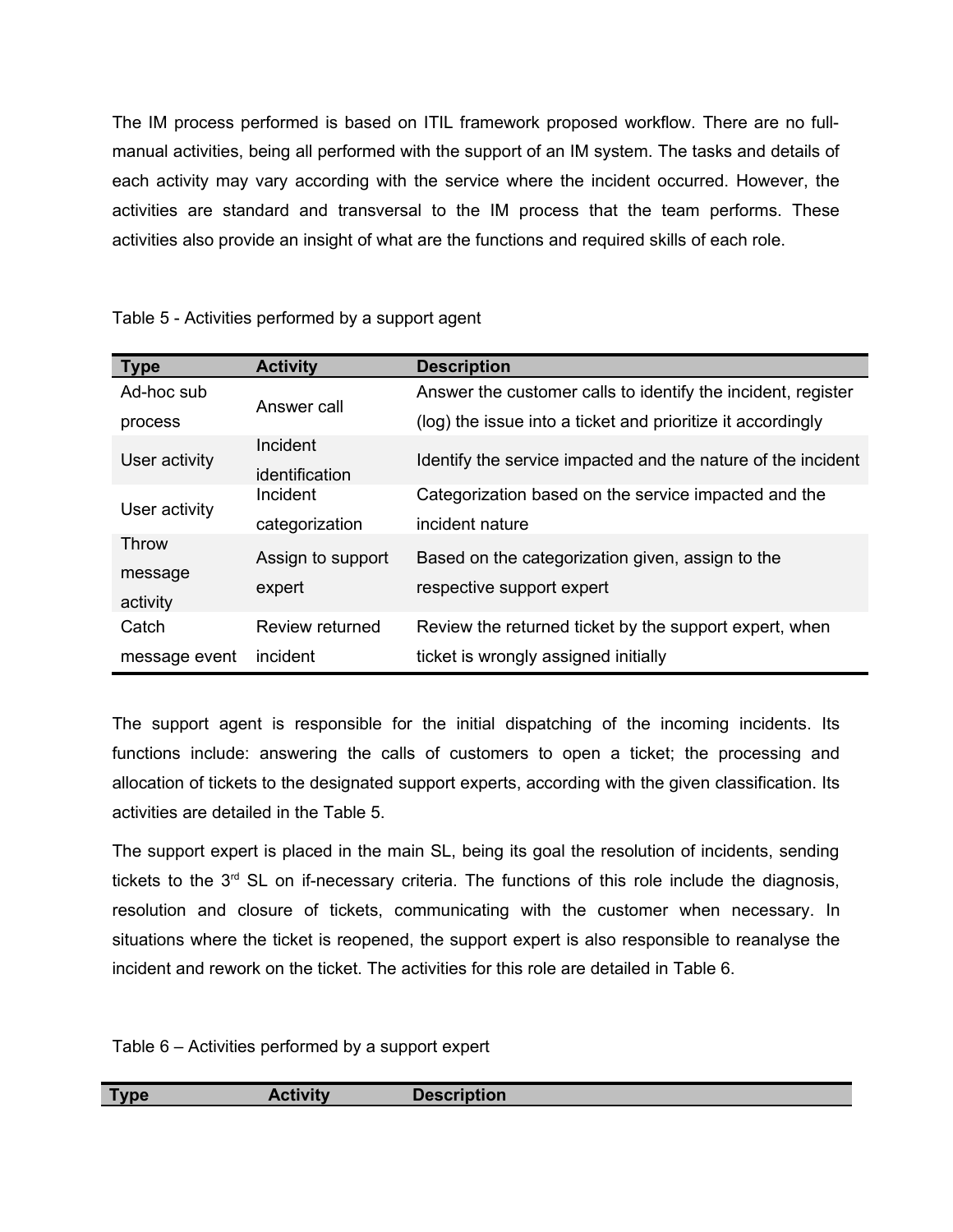The IM process performed is based on ITIL framework proposed workflow. There are no full-manual activities, being all performed with the support of an IM system. The tasks and details of each activity may vary according with the service where the incident occurred. However, the activities are standard and transversal to the IM process that the team performs. These activities also provide an insight of what are the functions and required skills of each role.

Table 5 - Activities performed by a support agent

| Type | Activity | Description |
|---|---|---|
| Ad-hoc sub process | Answer call | Answer the customer calls to identify the incident, register (log) the issue into a ticket and prioritize it accordingly |
| User activity | Incident identification | Identify the service impacted and the nature of the incident |
| User activity | Incident categorization | Categorization based on the service impacted and the incident nature |
| Throw message activity | Assign to support expert | Based on the categorization given, assign to the respective support expert |
| Catch message event | Review returned incident | Review the returned ticket by the support expert, when ticket is wrongly assigned initially |

The support agent is responsible for the initial dispatching of the incoming incidents. Its functions include: answering the calls of customers to open a ticket; the processing and allocation of tickets to the designated support experts, according with the given classification. Its activities are detailed in the Table 5.

The support expert is placed in the main SL, being its goal the resolution of incidents, sending tickets to the 3rd SL on if-necessary criteria. The functions of this role include the diagnosis, resolution and closure of tickets, communicating with the customer when necessary. In situations where the ticket is reopened, the support expert is also responsible to reanalyse the incident and rework on the ticket. The activities for this role are detailed in Table 6.

Table 6 – Activities performed by a support expert

| Type | Activity | Description |
|---|---|---|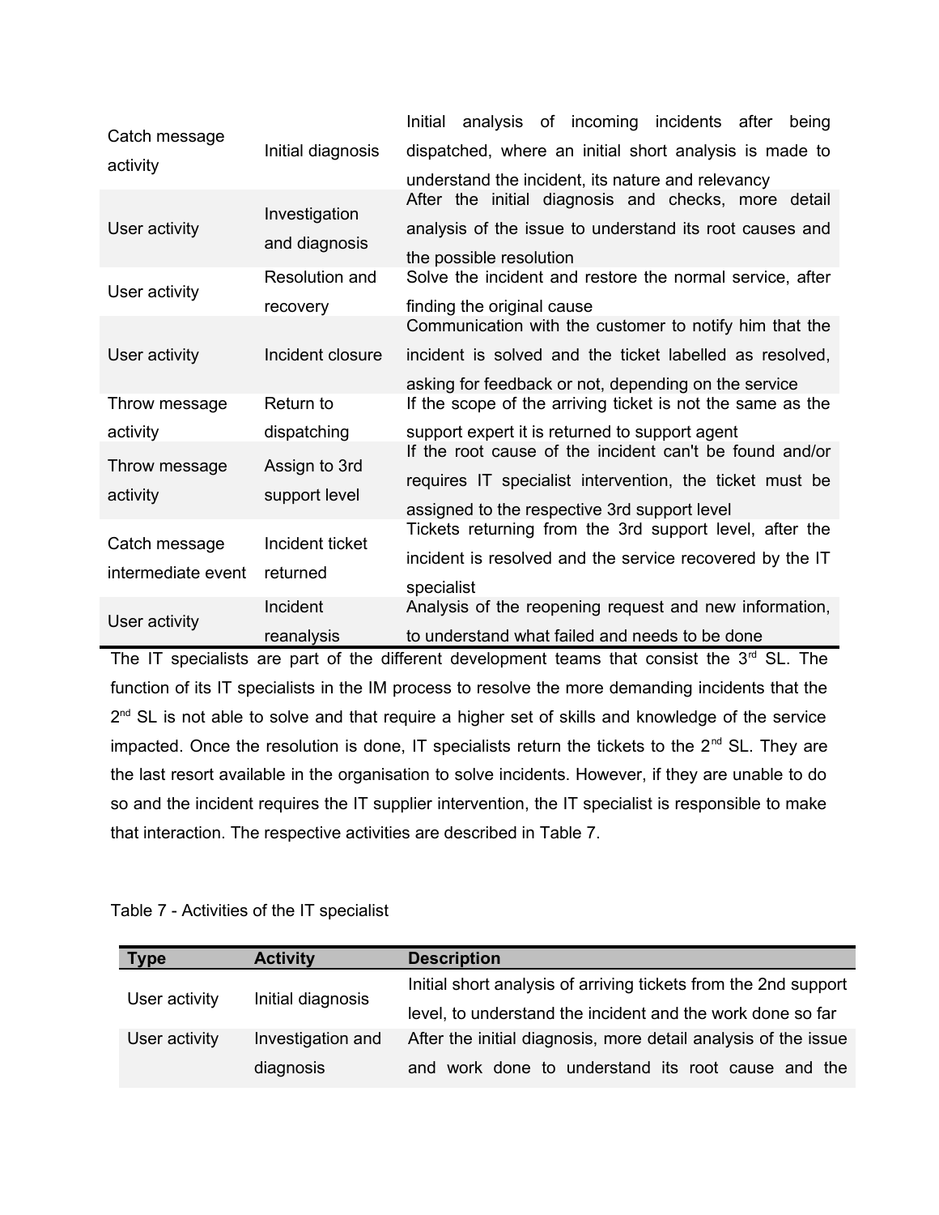| Type | Activity | Description |
|---|---|---|
| Catch message activity | Initial diagnosis | Initial analysis of incoming incidents after being dispatched, where an initial short analysis is made to understand the incident, its nature and relevancy |
| User activity | Investigation and diagnosis | After the initial diagnosis and checks, more detail analysis of the issue to understand its root causes and the possible resolution |
| User activity | Resolution and recovery | Solve the incident and restore the normal service, after finding the original cause |
| User activity | Incident closure | Communication with the customer to notify him that the incident is solved and the ticket labelled as resolved, asking for feedback or not, depending on the service |
| Throw message activity | Return to dispatching | If the scope of the arriving ticket is not the same as the support expert it is returned to support agent |
| Throw message activity | Assign to 3rd support level | If the root cause of the incident can't be found and/or requires IT specialist intervention, the ticket must be assigned to the respective 3rd support level |
| Catch message intermediate event | Incident ticket returned | Tickets returning from the 3rd support level, after the incident is resolved and the service recovered by the IT specialist |
| User activity | Incident reanalysis | Analysis of the reopening request and new information, to understand what failed and needs to be done |

The IT specialists are part of the different development teams that consist the 3rd SL. The function of its IT specialists in the IM process to resolve the more demanding incidents that the 2nd SL is not able to solve and that require a higher set of skills and knowledge of the service impacted. Once the resolution is done, IT specialists return the tickets to the 2nd SL. They are the last resort available in the organisation to solve incidents. However, if they are unable to do so and the incident requires the IT supplier intervention, the IT specialist is responsible to make that interaction. The respective activities are described in Table 7.

Table 7 - Activities of the IT specialist

| Type | Activity | Description |
|---|---|---|
| User activity | Initial diagnosis | Initial short analysis of arriving tickets from the 2nd support level, to understand the incident and the work done so far |
| User activity | Investigation and diagnosis | After the initial diagnosis, more detail analysis of the issue and work done to understand its root cause and the |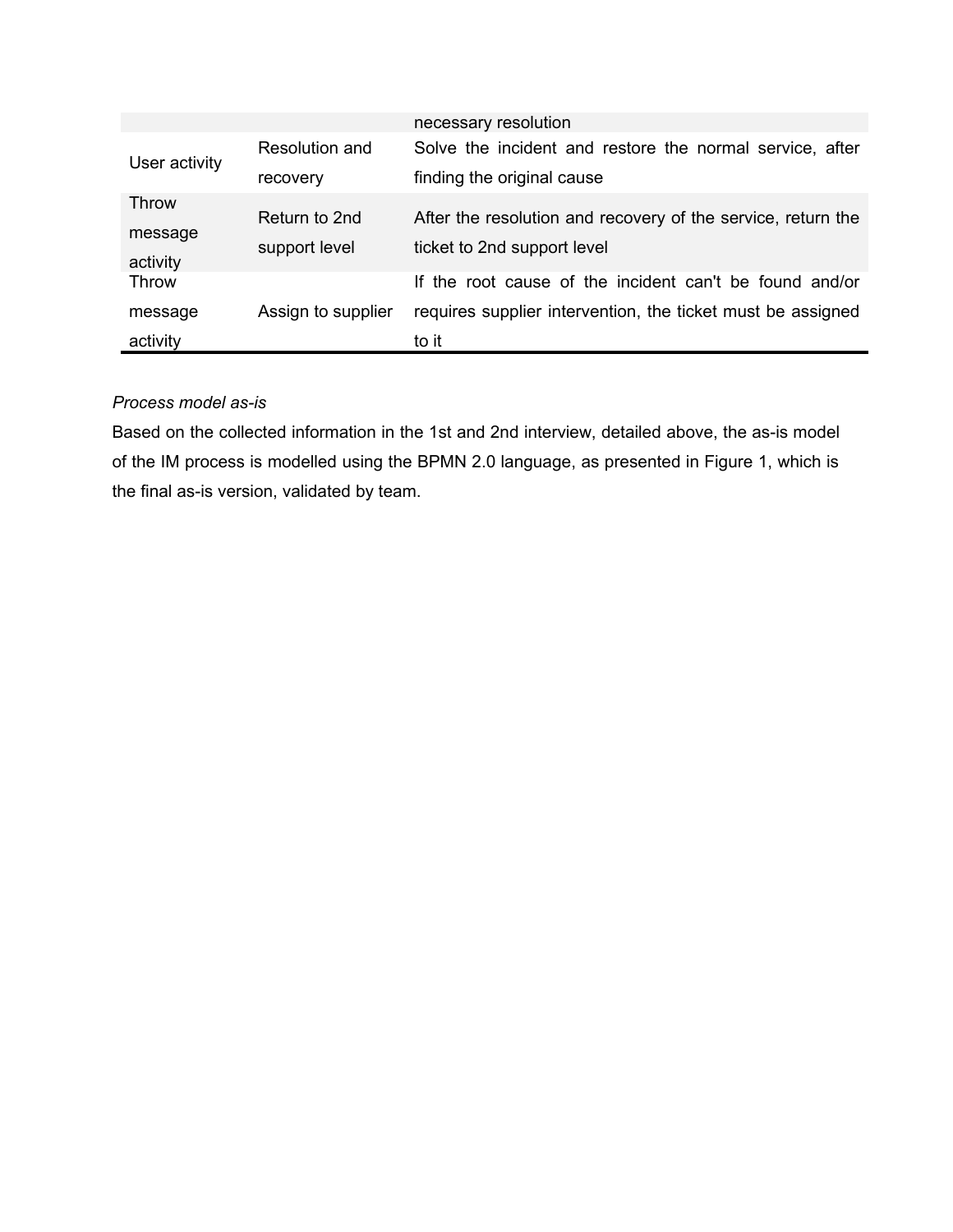| | | necessary resolution |
|---|---|---|
| User activity | Resolution and recovery | Solve the incident and restore the normal service, after finding the original cause |
| Throw message activity | Return to 2nd support level | After the resolution and recovery of the service, return the ticket to 2nd support level |
| Throw message activity | Assign to supplier | If the root cause of the incident can't be found and/or requires supplier intervention, the ticket must be assigned to it |

*Process model as-is*

Based on the collected information in the 1st and 2nd interview, detailed above, the as-is model of the IM process is modelled using the BPMN 2.0 language, as presented in Figure 1, which is the final as-is version, validated by team.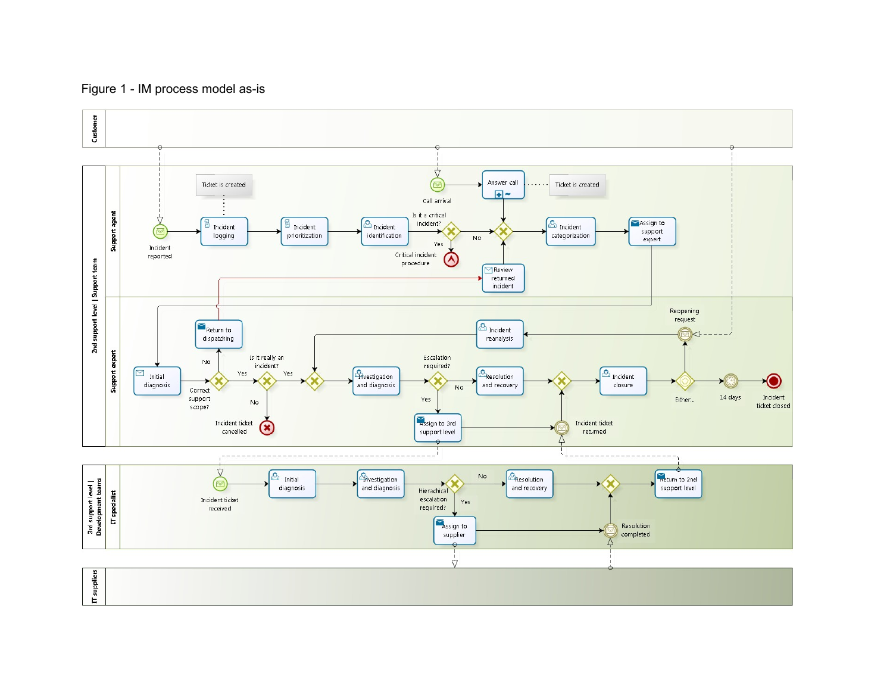Figure 1 - IM process model as-is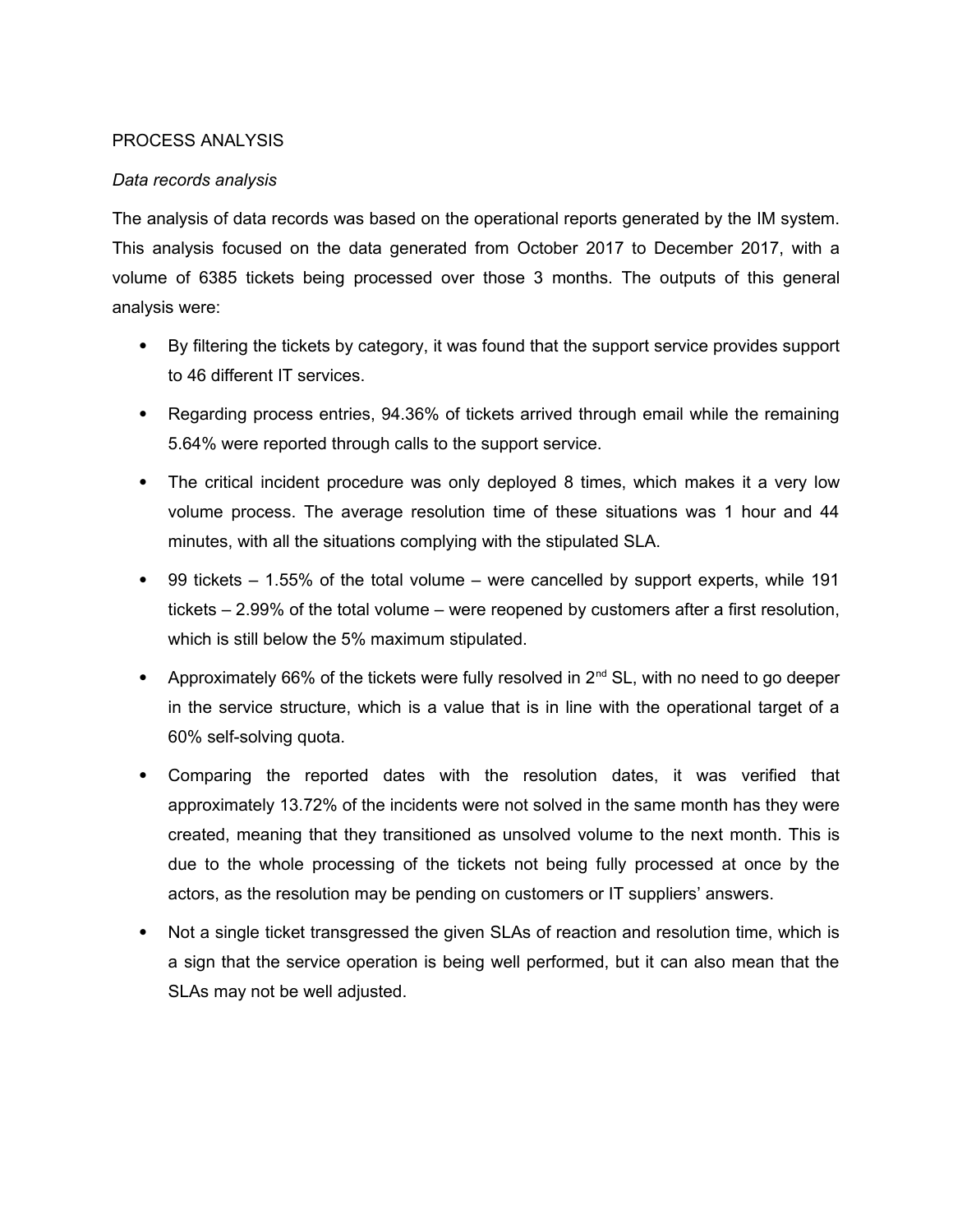PROCESS ANALYSIS

*Data records analysis*

The analysis of data records was based on the operational reports generated by the IM system. This analysis focused on the data generated from October 2017 to December 2017, with a volume of 6385 tickets being processed over those 3 months. The outputs of this general analysis were:

- By filtering the tickets by category, it was found that the support service provides support to 46 different IT services.
- Regarding process entries, 94.36% of tickets arrived through email while the remaining 5.64% were reported through calls to the support service.
- The critical incident procedure was only deployed 8 times, which makes it a very low volume process. The average resolution time of these situations was 1 hour and 44 minutes, with all the situations complying with the stipulated SLA.
- 99 tickets – 1.55% of the total volume – were cancelled by support experts, while 191 tickets – 2.99% of the total volume – were reopened by customers after a first resolution, which is still below the 5% maximum stipulated.
- Approximately 66% of the tickets were fully resolved in 2$^{nd}$ SL, with no need to go deeper in the service structure, which is a value that is in line with the operational target of a 60% self-solving quota.
- Comparing the reported dates with the resolution dates, it was verified that approximately 13.72% of the incidents were not solved in the same month has they were created, meaning that they transitioned as unsolved volume to the next month. This is due to the whole processing of the tickets not being fully processed at once by the actors, as the resolution may be pending on customers or IT suppliers' answers.
- Not a single ticket transgressed the given SLAs of reaction and resolution time, which is a sign that the service operation is being well performed, but it can also mean that the SLAs may not be well adjusted.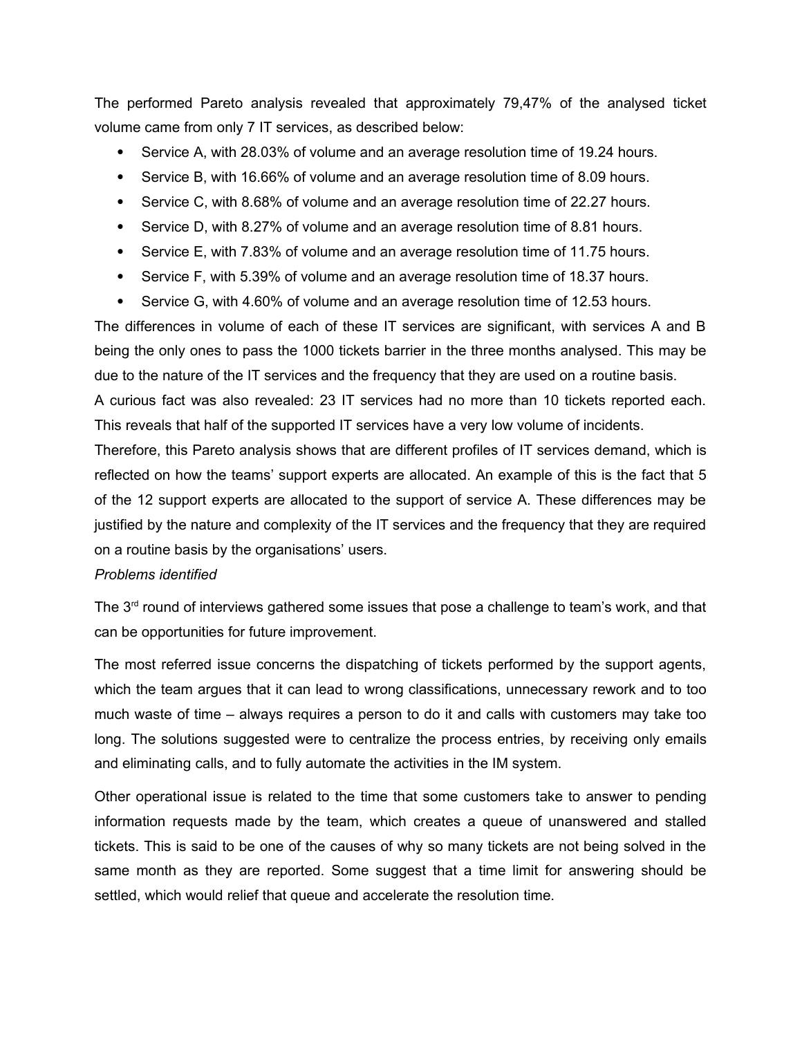The performed Pareto analysis revealed that approximately 79,47% of the analysed ticket volume came from only 7 IT services, as described below:

- Service A, with 28.03% of volume and an average resolution time of 19.24 hours.
- Service B, with 16.66% of volume and an average resolution time of 8.09 hours.
- Service C, with 8.68% of volume and an average resolution time of 22.27 hours.
- Service D, with 8.27% of volume and an average resolution time of 8.81 hours.
- Service E, with 7.83% of volume and an average resolution time of 11.75 hours.
- Service F, with 5.39% of volume and an average resolution time of 18.37 hours.
- Service G, with 4.60% of volume and an average resolution time of 12.53 hours.

The differences in volume of each of these IT services are significant, with services A and B being the only ones to pass the 1000 tickets barrier in the three months analysed. This may be due to the nature of the IT services and the frequency that they are used on a routine basis.

A curious fact was also revealed: 23 IT services had no more than 10 tickets reported each. This reveals that half of the supported IT services have a very low volume of incidents.

Therefore, this Pareto analysis shows that are different profiles of IT services demand, which is reflected on how the teams' support experts are allocated. An example of this is the fact that 5 of the 12 support experts are allocated to the support of service A. These differences may be justified by the nature and complexity of the IT services and the frequency that they are required on a routine basis by the organisations' users.

*Problems identified*

The 3rd round of interviews gathered some issues that pose a challenge to team's work, and that can be opportunities for future improvement.

The most referred issue concerns the dispatching of tickets performed by the support agents, which the team argues that it can lead to wrong classifications, unnecessary rework and to too much waste of time – always requires a person to do it and calls with customers may take too long. The solutions suggested were to centralize the process entries, by receiving only emails and eliminating calls, and to fully automate the activities in the IM system.

Other operational issue is related to the time that some customers take to answer to pending information requests made by the team, which creates a queue of unanswered and stalled tickets. This is said to be one of the causes of why so many tickets are not being solved in the same month as they are reported. Some suggest that a time limit for answering should be settled, which would relief that queue and accelerate the resolution time.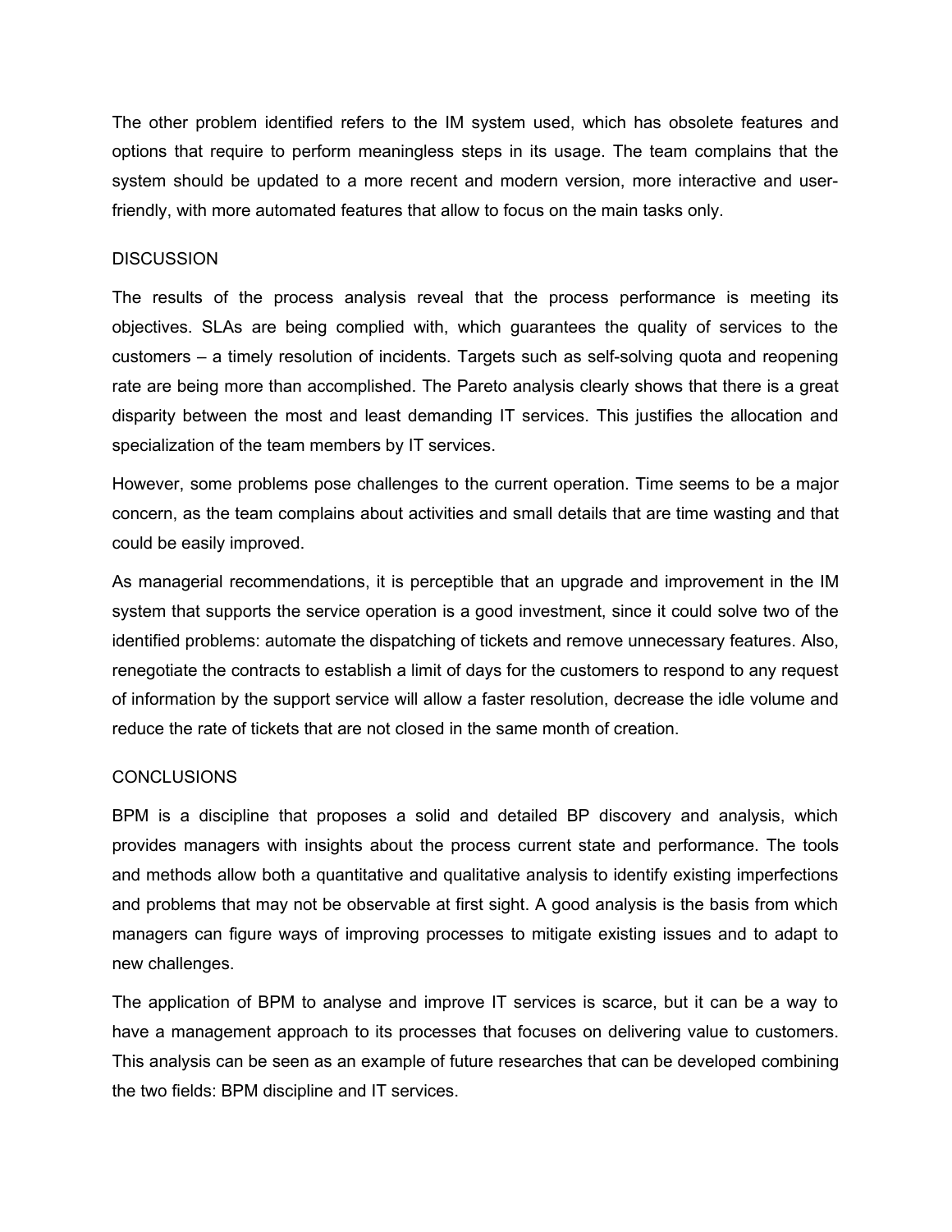The other problem identified refers to the IM system used, which has obsolete features and options that require to perform meaningless steps in its usage. The team complains that the system should be updated to a more recent and modern version, more interactive and user-friendly, with more automated features that allow to focus on the main tasks only.

## DISCUSSION

The results of the process analysis reveal that the process performance is meeting its objectives. SLAs are being complied with, which guarantees the quality of services to the customers – a timely resolution of incidents. Targets such as self-solving quota and reopening rate are being more than accomplished. The Pareto analysis clearly shows that there is a great disparity between the most and least demanding IT services. This justifies the allocation and specialization of the team members by IT services.

However, some problems pose challenges to the current operation. Time seems to be a major concern, as the team complains about activities and small details that are time wasting and that could be easily improved.

As managerial recommendations, it is perceptible that an upgrade and improvement in the IM system that supports the service operation is a good investment, since it could solve two of the identified problems: automate the dispatching of tickets and remove unnecessary features. Also, renegotiate the contracts to establish a limit of days for the customers to respond to any request of information by the support service will allow a faster resolution, decrease the idle volume and reduce the rate of tickets that are not closed in the same month of creation.

## CONCLUSIONS

BPM is a discipline that proposes a solid and detailed BP discovery and analysis, which provides managers with insights about the process current state and performance. The tools and methods allow both a quantitative and qualitative analysis to identify existing imperfections and problems that may not be observable at first sight. A good analysis is the basis from which managers can figure ways of improving processes to mitigate existing issues and to adapt to new challenges.

The application of BPM to analyse and improve IT services is scarce, but it can be a way to have a management approach to its processes that focuses on delivering value to customers. This analysis can be seen as an example of future researches that can be developed combining the two fields: BPM discipline and IT services.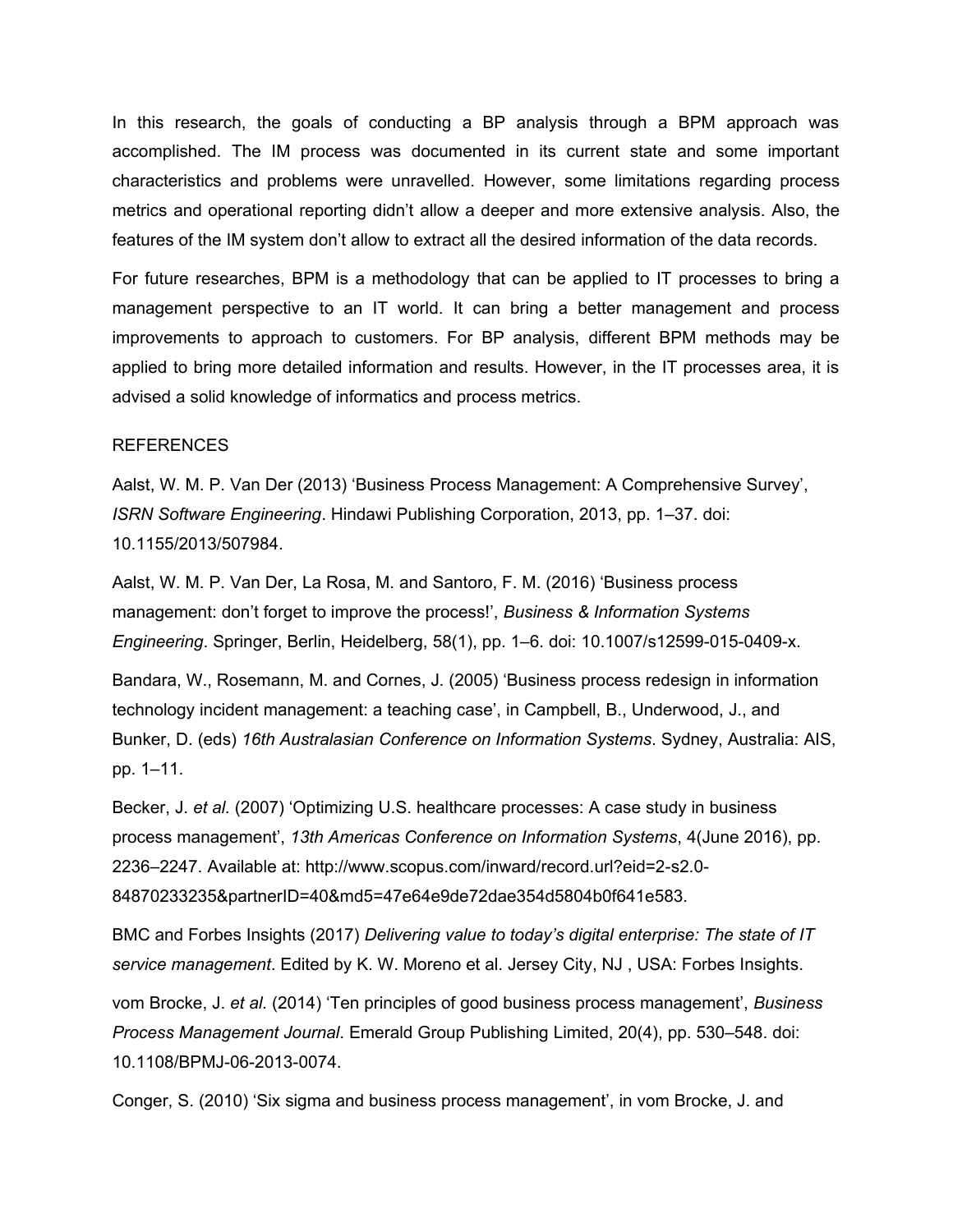In this research, the goals of conducting a BP analysis through a BPM approach was accomplished. The IM process was documented in its current state and some important characteristics and problems were unravelled. However, some limitations regarding process metrics and operational reporting didn't allow a deeper and more extensive analysis. Also, the features of the IM system don't allow to extract all the desired information of the data records.

For future researches, BPM is a methodology that can be applied to IT processes to bring a management perspective to an IT world. It can bring a better management and process improvements to approach to customers. For BP analysis, different BPM methods may be applied to bring more detailed information and results. However, in the IT processes area, it is advised a solid knowledge of informatics and process metrics.

## REFERENCES

Aalst, W. M. P. Van Der (2013) 'Business Process Management: A Comprehensive Survey', *ISRN Software Engineering*. Hindawi Publishing Corporation, 2013, pp. 1–37. doi: 10.1155/2013/507984.

Aalst, W. M. P. Van Der, La Rosa, M. and Santoro, F. M. (2016) 'Business process management: don't forget to improve the process!', *Business & Information Systems Engineering*. Springer, Berlin, Heidelberg, 58(1), pp. 1–6. doi: 10.1007/s12599-015-0409-x.

Bandara, W., Rosemann, M. and Cornes, J. (2005) 'Business process redesign in information technology incident management: a teaching case', in Campbell, B., Underwood, J., and Bunker, D. (eds) *16th Australasian Conference on Information Systems*. Sydney, Australia: AIS, pp. 1–11.

Becker, J. *et al.* (2007) 'Optimizing U.S. healthcare processes: A case study in business process management', *13th Americas Conference on Information Systems*, 4(June 2016), pp. 2236–2247. Available at: http://www.scopus.com/inward/record.url?eid=2-s2.0-84870233235&partnerID=40&md5=47e64e9de72dae354d5804b0f641e583.

BMC and Forbes Insights (2017) *Delivering value to today's digital enterprise: The state of IT service management*. Edited by K. W. Moreno et al. Jersey City, NJ , USA: Forbes Insights.

vom Brocke, J. *et al.* (2014) 'Ten principles of good business process management', *Business Process Management Journal*. Emerald Group Publishing Limited, 20(4), pp. 530–548. doi: 10.1108/BPMJ-06-2013-0074.

Conger, S. (2010) 'Six sigma and business process management', in vom Brocke, J. and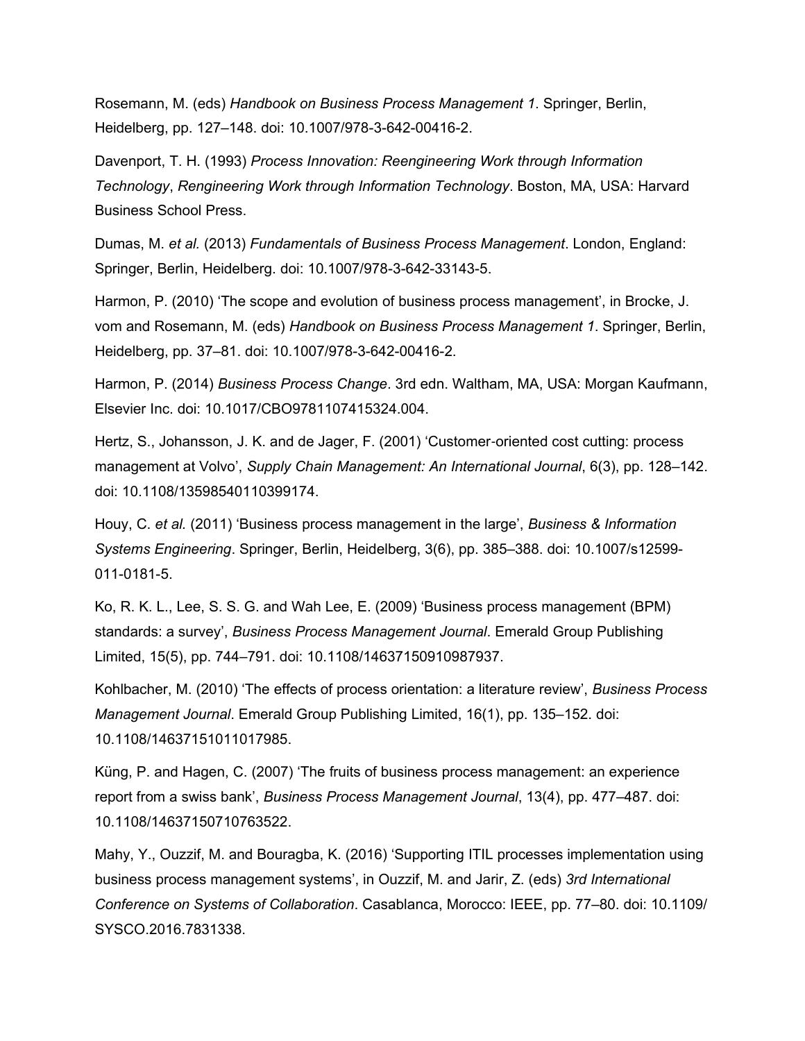Rosemann, M. (eds) *Handbook on Business Process Management 1*. Springer, Berlin, Heidelberg, pp. 127–148. doi: 10.1007/978-3-642-00416-2.

Davenport, T. H. (1993) *Process Innovation: Reengineering Work through Information Technology*, *Rengineering Work through Information Technology*. Boston, MA, USA: Harvard Business School Press.

Dumas, M. *et al.* (2013) *Fundamentals of Business Process Management*. London, England: Springer, Berlin, Heidelberg. doi: 10.1007/978-3-642-33143-5.

Harmon, P. (2010) 'The scope and evolution of business process management', in Brocke, J. vom and Rosemann, M. (eds) *Handbook on Business Process Management 1*. Springer, Berlin, Heidelberg, pp. 37–81. doi: 10.1007/978-3-642-00416-2.

Harmon, P. (2014) *Business Process Change*. 3rd edn. Waltham, MA, USA: Morgan Kaufmann, Elsevier Inc. doi: 10.1017/CBO9781107415324.004.

Hertz, S., Johansson, J. K. and de Jager, F. (2001) 'Customer-oriented cost cutting: process management at Volvo', *Supply Chain Management: An International Journal*, 6(3), pp. 128–142. doi: 10.1108/13598540110399174.

Houy, C. *et al.* (2011) 'Business process management in the large', *Business & Information Systems Engineering*. Springer, Berlin, Heidelberg, 3(6), pp. 385–388. doi: 10.1007/s12599-011-0181-5.

Ko, R. K. L., Lee, S. S. G. and Wah Lee, E. (2009) 'Business process management (BPM) standards: a survey', *Business Process Management Journal*. Emerald Group Publishing Limited, 15(5), pp. 744–791. doi: 10.1108/14637150910987937.

Kohlbacher, M. (2010) 'The effects of process orientation: a literature review', *Business Process Management Journal*. Emerald Group Publishing Limited, 16(1), pp. 135–152. doi: 10.1108/14637151011017985.

Küng, P. and Hagen, C. (2007) 'The fruits of business process management: an experience report from a swiss bank', *Business Process Management Journal*, 13(4), pp. 477–487. doi: 10.1108/14637150710763522.

Mahy, Y., Ouzzif, M. and Bouragba, K. (2016) 'Supporting ITIL processes implementation using business process management systems', in Ouzzif, M. and Jarir, Z. (eds) *3rd International Conference on Systems of Collaboration*. Casablanca, Morocco: IEEE, pp. 77–80. doi: 10.1109/SYSCO.2016.7831338.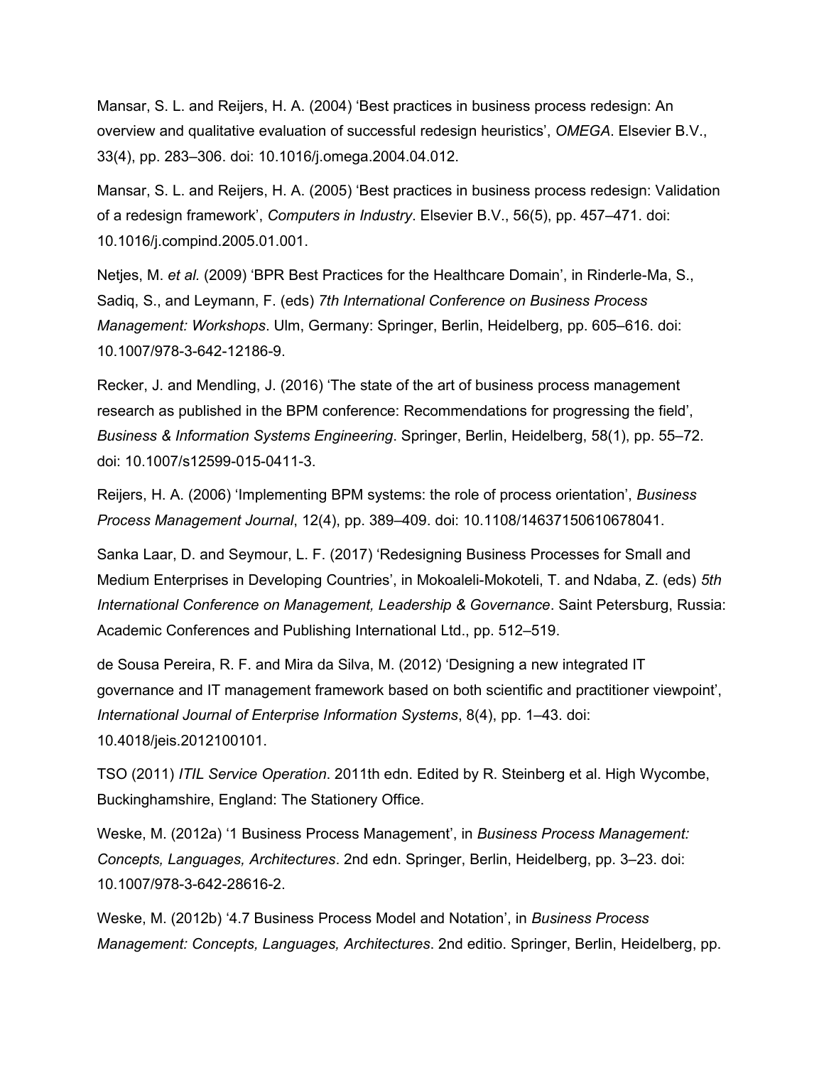Mansar, S. L. and Reijers, H. A. (2004) 'Best practices in business process redesign: An overview and qualitative evaluation of successful redesign heuristics', *OMEGA*. Elsevier B.V., 33(4), pp. 283–306. doi: 10.1016/j.omega.2004.04.012.

Mansar, S. L. and Reijers, H. A. (2005) 'Best practices in business process redesign: Validation of a redesign framework', *Computers in Industry*. Elsevier B.V., 56(5), pp. 457–471. doi: 10.1016/j.compind.2005.01.001.

Netjes, M. *et al.* (2009) 'BPR Best Practices for the Healthcare Domain', in Rinderle-Ma, S., Sadiq, S., and Leymann, F. (eds) *7th International Conference on Business Process Management: Workshops*. Ulm, Germany: Springer, Berlin, Heidelberg, pp. 605–616. doi: 10.1007/978-3-642-12186-9.

Recker, J. and Mendling, J. (2016) 'The state of the art of business process management research as published in the BPM conference: Recommendations for progressing the field', *Business & Information Systems Engineering*. Springer, Berlin, Heidelberg, 58(1), pp. 55–72. doi: 10.1007/s12599-015-0411-3.

Reijers, H. A. (2006) 'Implementing BPM systems: the role of process orientation', *Business Process Management Journal*, 12(4), pp. 389–409. doi: 10.1108/14637150610678041.

Sanka Laar, D. and Seymour, L. F. (2017) 'Redesigning Business Processes for Small and Medium Enterprises in Developing Countries', in Mokoaleli-Mokoteli, T. and Ndaba, Z. (eds) *5th International Conference on Management, Leadership & Governance*. Saint Petersburg, Russia: Academic Conferences and Publishing International Ltd., pp. 512–519.

de Sousa Pereira, R. F. and Mira da Silva, M. (2012) 'Designing a new integrated IT governance and IT management framework based on both scientific and practitioner viewpoint', *International Journal of Enterprise Information Systems*, 8(4), pp. 1–43. doi: 10.4018/jeis.2012100101.

TSO (2011) *ITIL Service Operation*. 2011th edn. Edited by R. Steinberg et al. High Wycombe, Buckinghamshire, England: The Stationery Office.

Weske, M. (2012a) '1 Business Process Management', in *Business Process Management: Concepts, Languages, Architectures*. 2nd edn. Springer, Berlin, Heidelberg, pp. 3–23. doi: 10.1007/978-3-642-28616-2.

Weske, M. (2012b) '4.7 Business Process Model and Notation', in *Business Process Management: Concepts, Languages, Architectures*. 2nd editio. Springer, Berlin, Heidelberg, pp.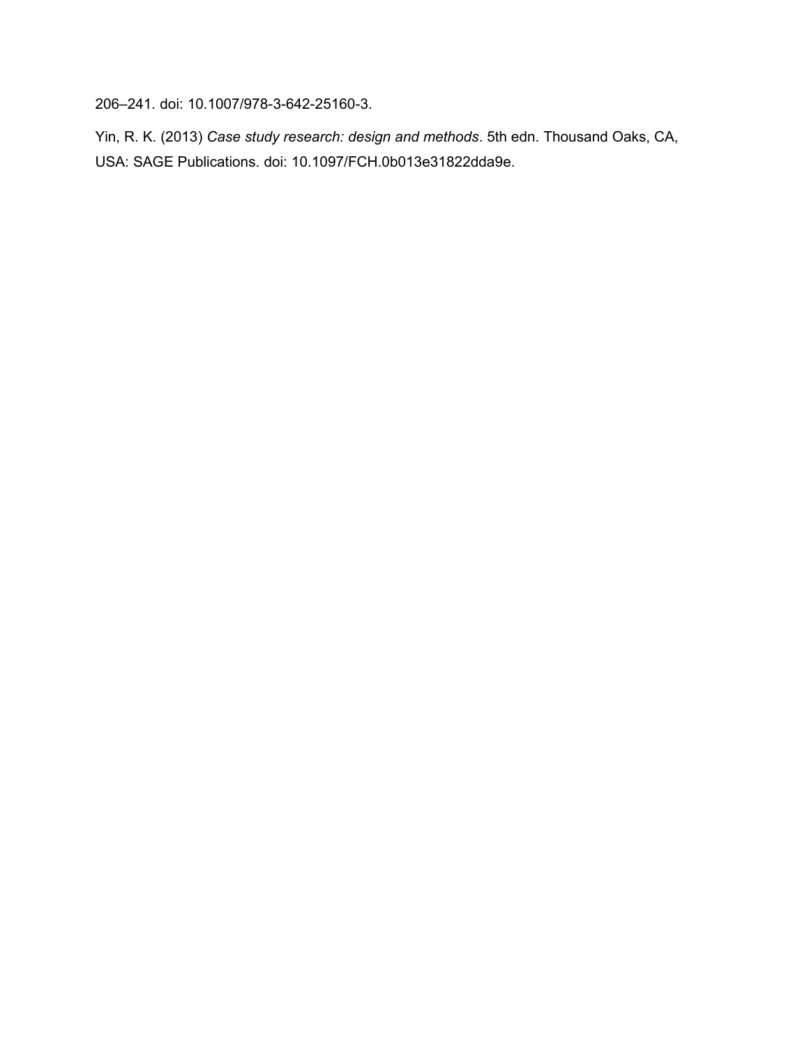206–241. doi: 10.1007/978-3-642-25160-3.

Yin, R. K. (2013) *Case study research: design and methods*. 5th edn. Thousand Oaks, CA, USA: SAGE Publications. doi: 10.1097/FCH.0b013e31822dda9e.